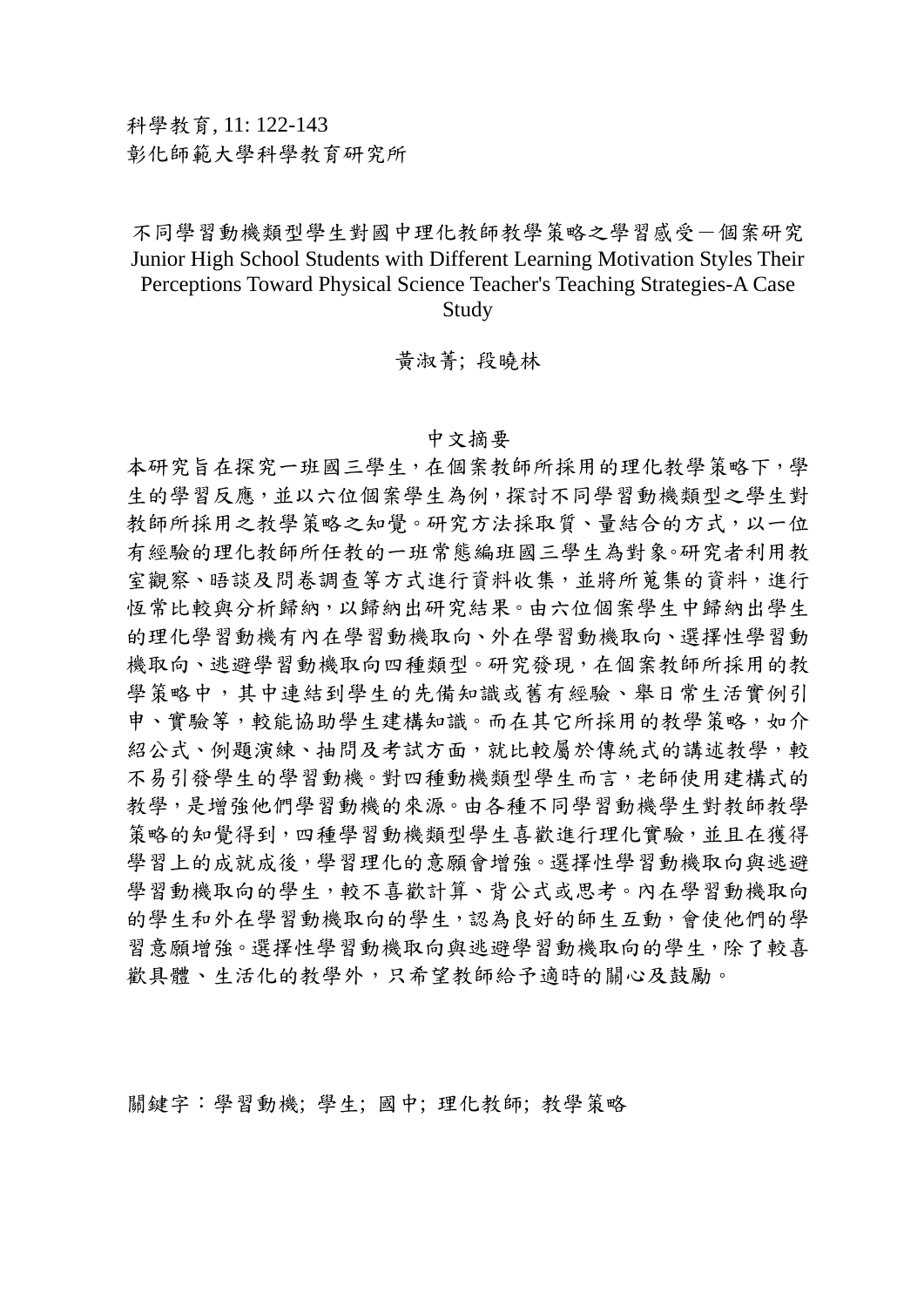科學教育, 11: 122-143
彰化師範大學科學教育研究所

# 不同學習動機類型學生對國中理化教師教學策略之學習感受－個案研究
# Junior High School Students with Different Learning Motivation Styles Their Perceptions Toward Physical Science Teacher's Teaching Strategies-A Case Study

黃淑菁; 段曉林

## 中文摘要

本研究旨在探究一班國三學生，在個案教師所採用的理化教學策略下，學生的學習反應，並以六位個案學生為例，探討不同學習動機類型之學生對教師所採用之教學策略之知覺。研究方法採取質、量結合的方式，以一位有經驗的理化教師所任教的一班常態編班國三學生為對象。研究者利用教室觀察、晤談及問卷調查等方式進行資料收集，並將所蒐集的資料，進行恆常比較與分析歸納，以歸納出研究結果。由六位個案學生中歸納出學生的理化學習動機有內在學習動機取向、外在學習動機取向、選擇性學習動機取向、逃避學習動機取向四種類型。研究發現，在個案教師所採用的教學策略中，其中連結到學生的先備知識或舊有經驗、舉日常生活實例引申、實驗等，較能協助學生建構知識。而在其它所採用的教學策略，如介紹公式、例題演練、抽問及考試方面，就比較屬於傳統式的講述教學，較不易引發學生的學習動機。對四種動機類型學生而言，老師使用建構式的教學，是增強他們學習動機的來源。由各種不同學習動機學生對教師教學策略的知覺得到，四種學習動機類型學生喜歡進行理化實驗，並且在獲得學習上的成就成後，學習理化的意願會增強。選擇性學習動機取向與逃避學習動機取向的學生，較不喜歡計算、背公式或思考。內在學習動機取向的學生和外在學習動機取向的學生，認為良好的師生互動，會使他們的學習意願增強。選擇性學習動機取向與逃避學習動機取向的學生，除了較喜歡具體、生活化的教學外，只希望教師給予適時的關心及鼓勵。

關鍵字：學習動機; 學生; 國中; 理化教師; 教學策略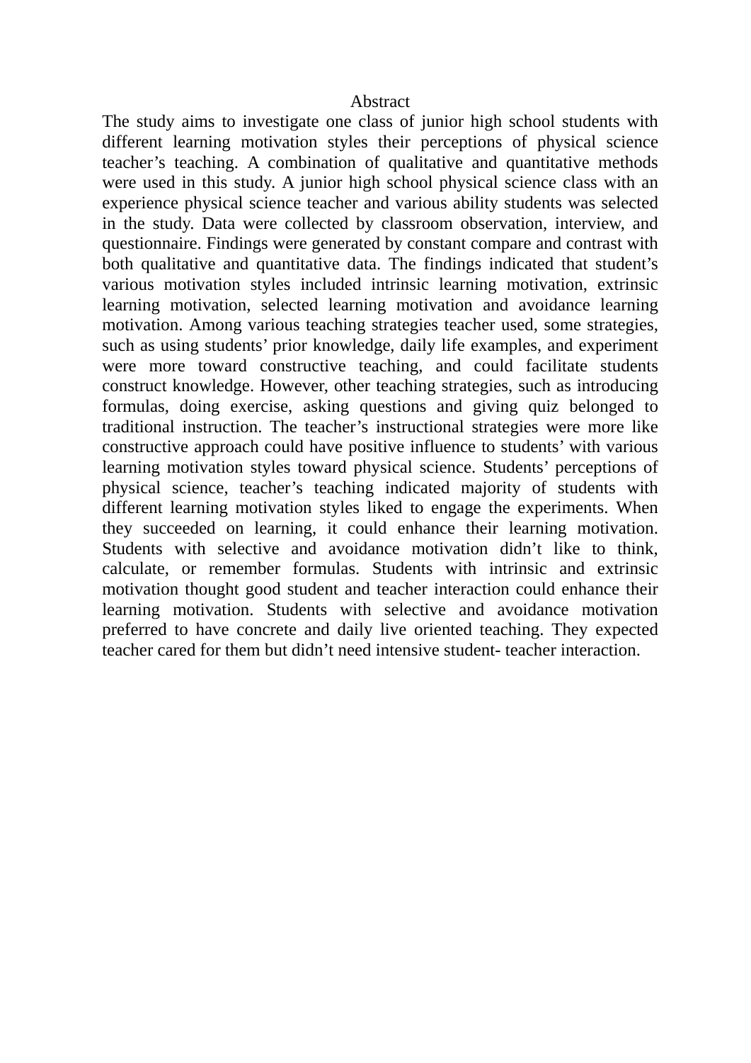# Abstract

The study aims to investigate one class of junior high school students with different learning motivation styles their perceptions of physical science teacher's teaching. A combination of qualitative and quantitative methods were used in this study. A junior high school physical science class with an experience physical science teacher and various ability students was selected in the study. Data were collected by classroom observation, interview, and questionnaire. Findings were generated by constant compare and contrast with both qualitative and quantitative data. The findings indicated that student's various motivation styles included intrinsic learning motivation, extrinsic learning motivation, selected learning motivation and avoidance learning motivation. Among various teaching strategies teacher used, some strategies, such as using students' prior knowledge, daily life examples, and experiment were more toward constructive teaching, and could facilitate students construct knowledge. However, other teaching strategies, such as introducing formulas, doing exercise, asking questions and giving quiz belonged to traditional instruction. The teacher's instructional strategies were more like constructive approach could have positive influence to students' with various learning motivation styles toward physical science. Students' perceptions of physical science, teacher's teaching indicated majority of students with different learning motivation styles liked to engage the experiments. When they succeeded on learning, it could enhance their learning motivation. Students with selective and avoidance motivation didn't like to think, calculate, or remember formulas. Students with intrinsic and extrinsic motivation thought good student and teacher interaction could enhance their learning motivation. Students with selective and avoidance motivation preferred to have concrete and daily live oriented teaching. They expected teacher cared for them but didn't need intensive student- teacher interaction.